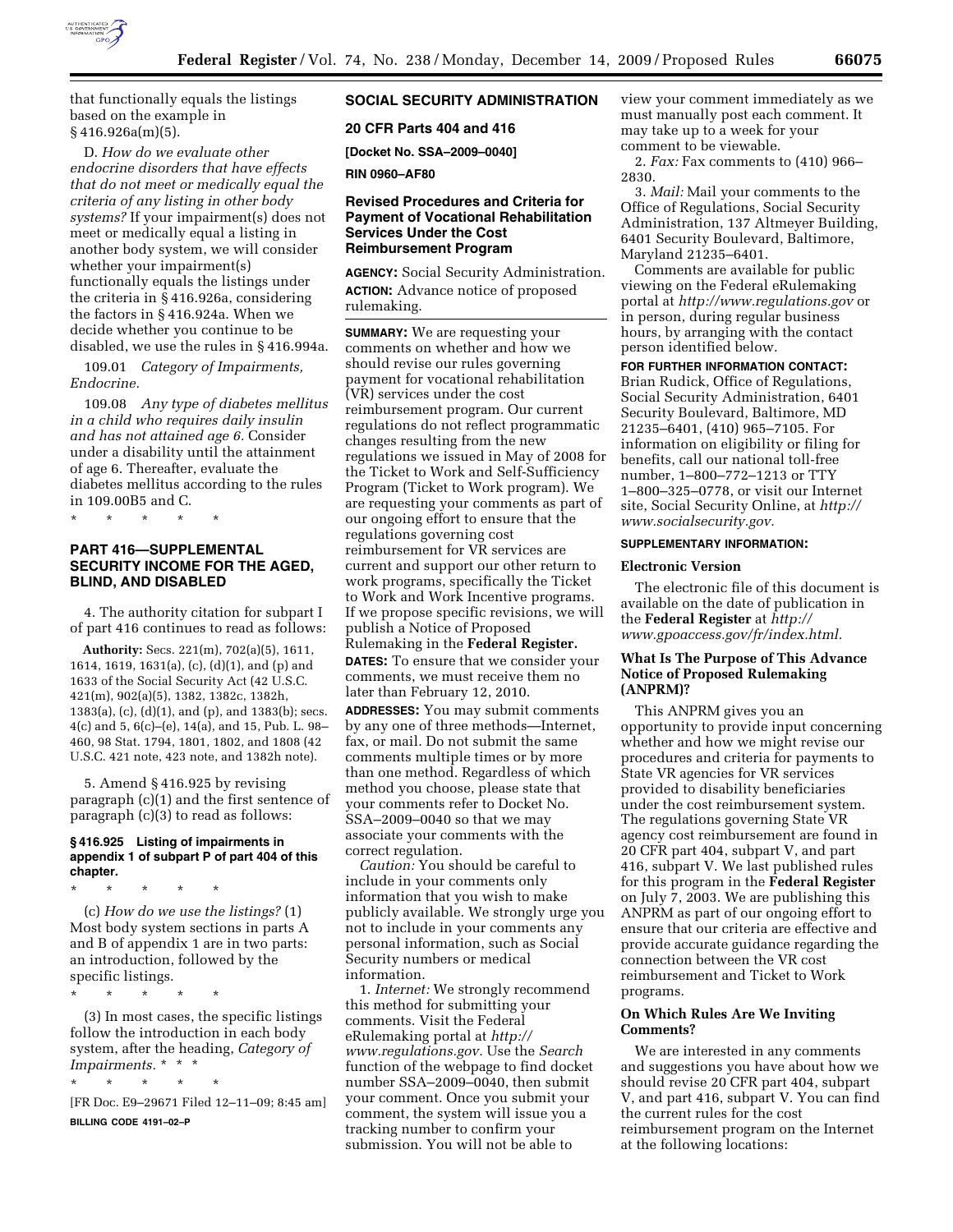that functionally equals the listings based on the example in § 416.926a(m)(5).

D. *How do we evaluate other endocrine disorders that have effects that do not meet or medically equal the criteria of any listing in other body systems?* If your impairment(s) does not meet or medically equal a listing in another body system, we will consider whether your impairment(s) functionally equals the listings under the criteria in § 416.926a, considering the factors in § 416.924a. When we decide whether you continue to be disabled, we use the rules in § 416.994a.

109.01 *Category of Impairments, Endocrine.*

109.08 *Any type of diabetes mellitus in a child who requires daily insulin and has not attained age 6.* Consider under a disability until the attainment of age 6. Thereafter, evaluate the diabetes mellitus according to the rules in 109.00B5 and C.

\* \* \* \* \*

## PART 416—SUPPLEMENTAL SECURITY INCOME FOR THE AGED, BLIND, AND DISABLED

4. The authority citation for subpart I of part 416 continues to read as follows:

**Authority:** Secs. 221(m), 702(a)(5), 1611, 1614, 1619, 1631(a), (c), (d)(1), and (p) and 1633 of the Social Security Act (42 U.S.C. 421(m), 902(a)(5), 1382, 1382c, 1382h, 1383(a), (c), (d)(1), and (p), and 1383(b); secs. 4(c) and 5, 6(c)–(e), 14(a), and 15, Pub. L. 98–460, 98 Stat. 1794, 1801, 1802, and 1808 (42 U.S.C. 421 note, 423 note, and 1382h note).

5. Amend § 416.925 by revising paragraph (c)(1) and the first sentence of paragraph (c)(3) to read as follows:

### § 416.925 Listing of impairments in appendix 1 of subpart P of part 404 of this chapter.

\* \* \* \* \*

(c) *How do we use the listings?* (1) Most body system sections in parts A and B of appendix 1 are in two parts: an introduction, followed by the specific listings.

\* \* \* \* \*

(3) In most cases, the specific listings follow the introduction in each body system, after the heading, *Category of Impairments.* \* \* \*

\* \* \* \* \*

[FR Doc. E9–29671 Filed 12–11–09; 8:45 am]

**BILLING CODE 4191–02–P**

## SOCIAL SECURITY ADMINISTRATION

### 20 CFR Parts 404 and 416

**[Docket No. SSA–2009–0040]**

**RIN 0960–AF80**

## Revised Procedures and Criteria for Payment of Vocational Rehabilitation Services Under the Cost Reimbursement Program

**AGENCY:** Social Security Administration.

**ACTION:** Advance notice of proposed rulemaking.

**SUMMARY:** We are requesting your comments on whether and how we should revise our rules governing payment for vocational rehabilitation (VR) services under the cost reimbursement program. Our current regulations do not reflect programmatic changes resulting from the new regulations we issued in May of 2008 for the Ticket to Work and Self-Sufficiency Program (Ticket to Work program). We are requesting your comments as part of our ongoing effort to ensure that the regulations governing cost reimbursement for VR services are current and support our other return to work programs, specifically the Ticket to Work and Work Incentive programs. If we propose specific revisions, we will publish a Notice of Proposed Rulemaking in the **Federal Register.**

**DATES:** To ensure that we consider your comments, we must receive them no later than February 12, 2010.

**ADDRESSES:** You may submit comments by any one of three methods—Internet, fax, or mail. Do not submit the same comments multiple times or by more than one method. Regardless of which method you choose, please state that your comments refer to Docket No. SSA–2009–0040 so that we may associate your comments with the correct regulation.

*Caution:* You should be careful to include in your comments only information that you wish to make publicly available. We strongly urge you not to include in your comments any personal information, such as Social Security numbers or medical information.

1. *Internet:* We strongly recommend this method for submitting your comments. Visit the Federal eRulemaking portal at *http://www.regulations.gov.* Use the *Search* function of the webpage to find docket number SSA–2009–0040, then submit your comment. Once you submit your comment, the system will issue you a tracking number to confirm your submission. You will not be able to view your comment immediately as we must manually post each comment. It may take up to a week for your comment to be viewable.

2. *Fax:* Fax comments to (410) 966–2830.

3. *Mail:* Mail your comments to the Office of Regulations, Social Security Administration, 137 Altmeyer Building, 6401 Security Boulevard, Baltimore, Maryland 21235–6401.

Comments are available for public viewing on the Federal eRulemaking portal at *http://www.regulations.gov* or in person, during regular business hours, by arranging with the contact person identified below.

**FOR FURTHER INFORMATION CONTACT:** Brian Rudick, Office of Regulations, Social Security Administration, 6401 Security Boulevard, Baltimore, MD 21235–6401, (410) 965–7105. For information on eligibility or filing for benefits, call our national toll-free number, 1–800–772–1213 or TTY 1–800–325–0778, or visit our Internet site, Social Security Online, at *http://www.socialsecurity.gov.*

**SUPPLEMENTARY INFORMATION:**

### Electronic Version

The electronic file of this document is available on the date of publication in the **Federal Register** at *http://www.gpoaccess.gov/fr/index.html.*

### What Is The Purpose of This Advance Notice of Proposed Rulemaking (ANPRM)?

This ANPRM gives you an opportunity to provide input concerning whether and how we might revise our procedures and criteria for payments to State VR agencies for VR services provided to disability beneficiaries under the cost reimbursement system. The regulations governing State VR agency cost reimbursement are found in 20 CFR part 404, subpart V, and part 416, subpart V. We last published rules for this program in the **Federal Register** on July 7, 2003. We are publishing this ANPRM as part of our ongoing effort to ensure that our criteria are effective and provide accurate guidance regarding the connection between the VR cost reimbursement and Ticket to Work programs.

### On Which Rules Are We Inviting Comments?

We are interested in any comments and suggestions you have about how we should revise 20 CFR part 404, subpart V, and part 416, subpart V. You can find the current rules for the cost reimbursement program on the Internet at the following locations: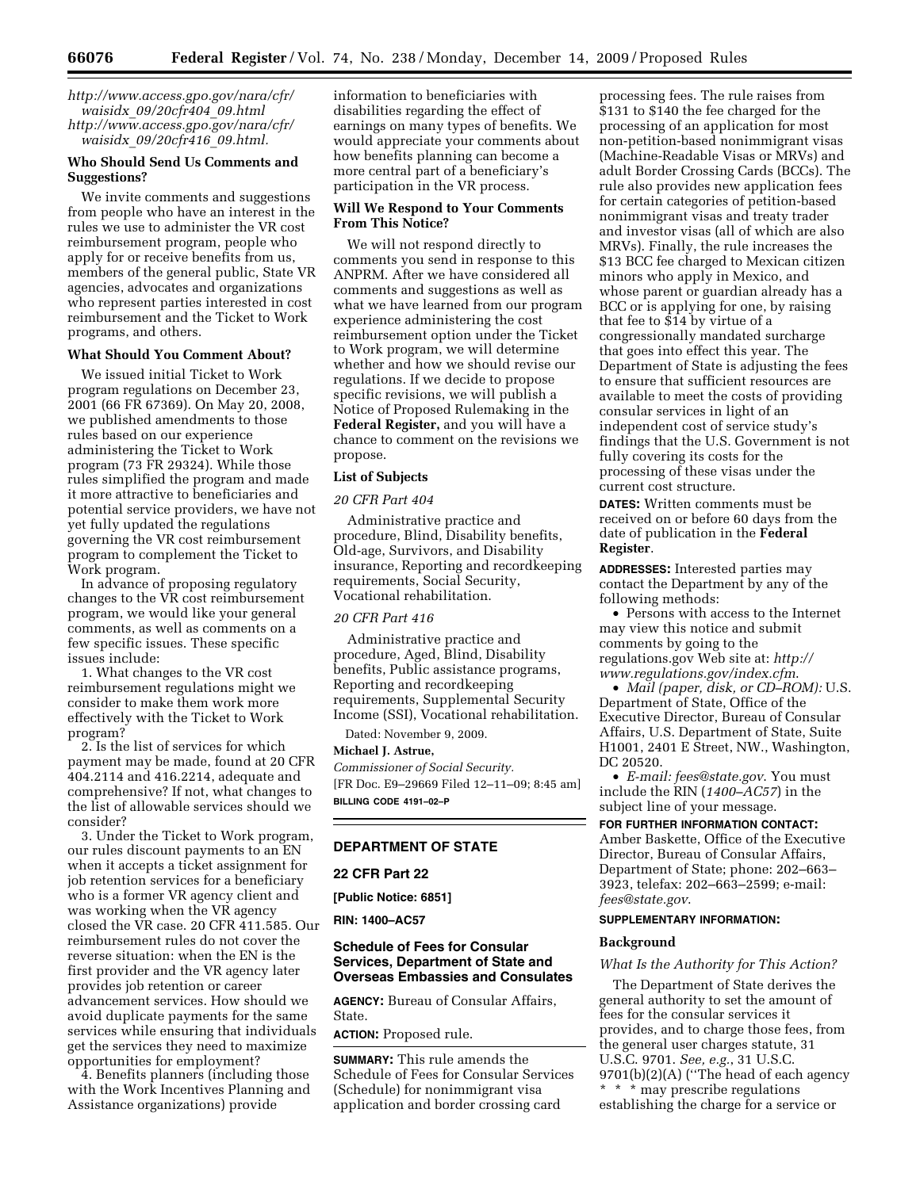*http://www.access.gpo.gov/nara/cfr/waisidx_09/20cfr404_09.html*
*http://www.access.gpo.gov/nara/cfr/waisidx_09/20cfr416_09.html.*

**Who Should Send Us Comments and Suggestions?**

We invite comments and suggestions from people who have an interest in the rules we use to administer the VR cost reimbursement program, people who apply for or receive benefits from us, members of the general public, State VR agencies, advocates and organizations who represent parties interested in cost reimbursement and the Ticket to Work programs, and others.

**What Should You Comment About?**

We issued initial Ticket to Work program regulations on December 23, 2001 (66 FR 67369). On May 20, 2008, we published amendments to those rules based on our experience administering the Ticket to Work program (73 FR 29324). While those rules simplified the program and made it more attractive to beneficiaries and potential service providers, we have not yet fully updated the regulations governing the VR cost reimbursement program to complement the Ticket to Work program.

In advance of proposing regulatory changes to the VR cost reimbursement program, we would like your general comments, as well as comments on a few specific issues. These specific issues include:

1. What changes to the VR cost reimbursement regulations might we consider to make them work more effectively with the Ticket to Work program?

2. Is the list of services for which payment may be made, found at 20 CFR 404.2114 and 416.2214, adequate and comprehensive? If not, what changes to the list of allowable services should we consider?

3. Under the Ticket to Work program, our rules discount payments to an EN when it accepts a ticket assignment for job retention services for a beneficiary who is a former VR agency client and was working when the VR agency closed the VR case. 20 CFR 411.585. Our reimbursement rules do not cover the reverse situation: when the EN is the first provider and the VR agency later provides job retention or career advancement services. How should we avoid duplicate payments for the same services while ensuring that individuals get the services they need to maximize opportunities for employment?

4. Benefits planners (including those with the Work Incentives Planning and Assistance organizations) provide information to beneficiaries with disabilities regarding the effect of earnings on many types of benefits. We would appreciate your comments about how benefits planning can become a more central part of a beneficiary's participation in the VR process.

**Will We Respond to Your Comments From This Notice?**

We will not respond directly to comments you send in response to this ANPRM. After we have considered all comments and suggestions as well as what we have learned from our program experience administering the cost reimbursement option under the Ticket to Work program, we will determine whether and how we should revise our regulations. If we decide to propose specific revisions, we will publish a Notice of Proposed Rulemaking in the **Federal Register,** and you will have a chance to comment on the revisions we propose.

**List of Subjects**

*20 CFR Part 404*

Administrative practice and procedure, Blind, Disability benefits, Old-age, Survivors, and Disability insurance, Reporting and recordkeeping requirements, Social Security, Vocational rehabilitation.

*20 CFR Part 416*

Administrative practice and procedure, Aged, Blind, Disability benefits, Public assistance programs, Reporting and recordkeeping requirements, Supplemental Security Income (SSI), Vocational rehabilitation.

Dated: November 9, 2009.

**Michael J. Astrue,**

*Commissioner of Social Security.*

[FR Doc. E9–29669 Filed 12–11–09; 8:45 am]

**BILLING CODE 4191–02–P**

## DEPARTMENT OF STATE

## 22 CFR Part 22

**[Public Notice: 6851]**

**RIN: 1400–AC57**

## Schedule of Fees for Consular Services, Department of State and Overseas Embassies and Consulates

**AGENCY:** Bureau of Consular Affairs, State.

**ACTION:** Proposed rule.

**SUMMARY:** This rule amends the Schedule of Fees for Consular Services (Schedule) for nonimmigrant visa application and border crossing card processing fees. The rule raises from $131 to $140 the fee charged for the processing of an application for most non-petition-based nonimmigrant visas (Machine-Readable Visas or MRVs) and adult Border Crossing Cards (BCCs). The rule also provides new application fees for certain categories of petition-based nonimmigrant visas and treaty trader and investor visas (all of which are also MRVs). Finally, the rule increases the $13 BCC fee charged to Mexican citizen minors who apply in Mexico, and whose parent or guardian already has a BCC or is applying for one, by raising that fee to $14 by virtue of a congressionally mandated surcharge that goes into effect this year. The Department of State is adjusting the fees to ensure that sufficient resources are available to meet the costs of providing consular services in light of an independent cost of service study's findings that the U.S. Government is not fully covering its costs for the processing of these visas under the current cost structure.

**DATES:** Written comments must be received on or before 60 days from the date of publication in the **Federal Register**.

**ADDRESSES:** Interested parties may contact the Department by any of the following methods:

- Persons with access to the Internet may view this notice and submit comments by going to the regulations.gov Web site at: *http://www.regulations.gov/index.cfm*.
- *Mail (paper, disk, or CD–ROM):* U.S. Department of State, Office of the Executive Director, Bureau of Consular Affairs, U.S. Department of State, Suite H1001, 2401 E Street, NW., Washington, DC 20520.
- *E-mail: fees@state.gov*. You must include the RIN (*1400–AC57*) in the subject line of your message.

**FOR FURTHER INFORMATION CONTACT:** Amber Baskette, Office of the Executive Director, Bureau of Consular Affairs, Department of State; phone: 202–663–3923, telefax: 202–663–2599; e-mail: *fees@state.gov*.

**SUPPLEMENTARY INFORMATION:**

**Background**

*What Is the Authority for This Action?*

The Department of State derives the general authority to set the amount of fees for the consular services it provides, and to charge those fees, from the general user charges statute, 31 U.S.C. 9701. *See, e.g.*, 31 U.S.C. 9701(b)(2)(A) (''The head of each agency * * * may prescribe regulations establishing the charge for a service or